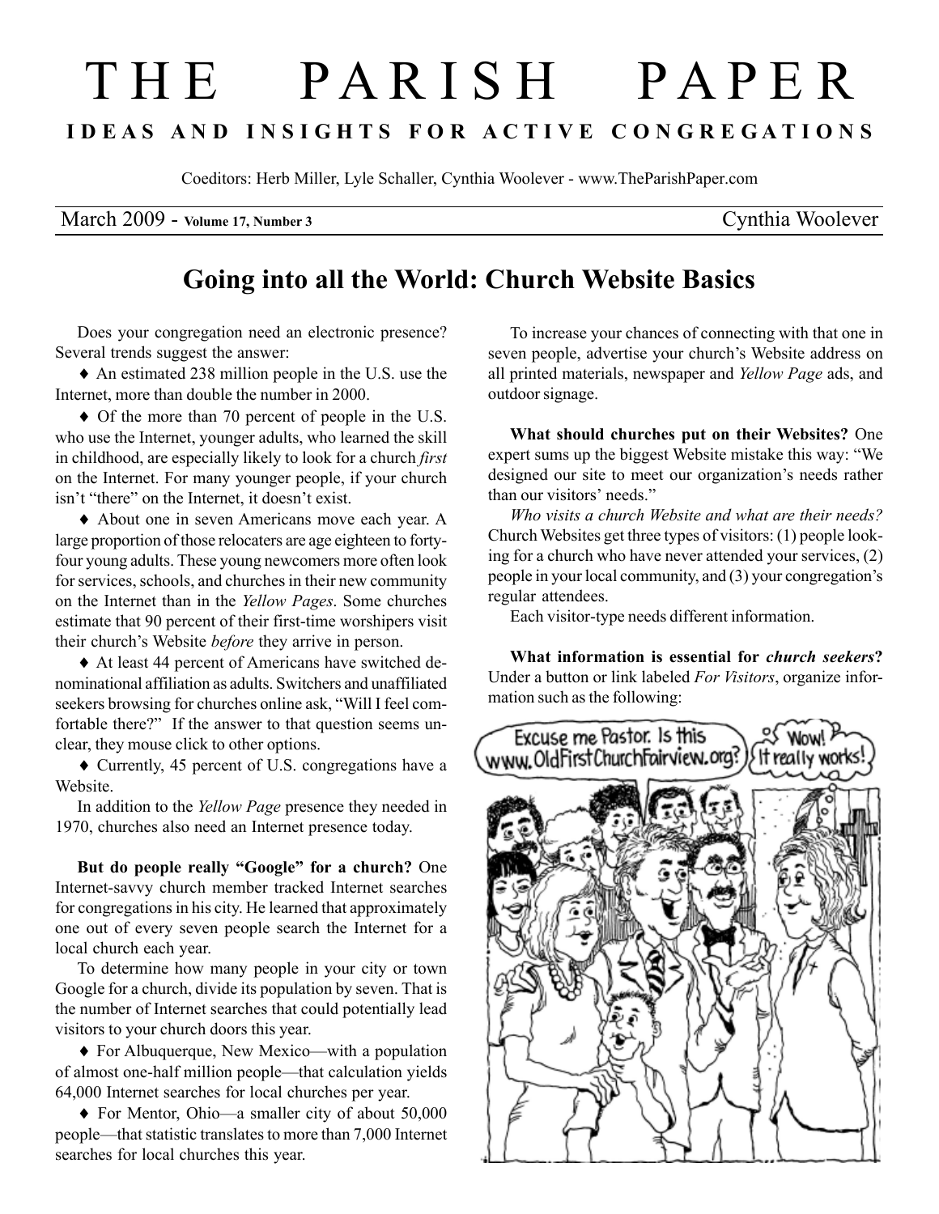# THE PARISH PAPER

**IDEAS AND INSIGHTS FOR ACTIVE CONGREGATIONS**

Coeditors: Herb Miller, Lyle Schaller, Cynthia Woolever - www.TheParishPaper.com

March 2009 - Volume 17, Number 3 — Cynthia Woolever

## Going into all the World: Church Website Basics

Does your congregation need an electronic presence? Several trends suggest the answer:

♦ An estimated 238 million people in the U.S. use the Internet, more than double the number in 2000.

♦ Of the more than 70 percent of people in the U.S. who use the Internet, younger adults, who learned the skill in childhood, are especially likely to look for a church *first* on the Internet. For many younger people, if your church isn't "there" on the Internet, it doesn't exist.

♦ About one in seven Americans move each year. A large proportion of those relocaters are age eighteen to forty-four young adults. These young newcomers more often look for services, schools, and churches in their new community on the Internet than in the *Yellow Pages*. Some churches estimate that 90 percent of their first-time worshipers visit their church's Website *before* they arrive in person.

♦ At least 44 percent of Americans have switched denominational affiliation as adults. Switchers and unaffiliated seekers browsing for churches online ask, "Will I feel comfortable there?" If the answer to that question seems unclear, they mouse click to other options.

♦ Currently, 45 percent of U.S. congregations have a Website.

In addition to the *Yellow Page* presence they needed in 1970, churches also need an Internet presence today.

**But do people really "Google" for a church?** One Internet-savvy church member tracked Internet searches for congregations in his city. He learned that approximately one out of every seven people search the Internet for a local church each year.

To determine how many people in your city or town Google for a church, divide its population by seven. That is the number of Internet searches that could potentially lead visitors to your church doors this year.

♦ For Albuquerque, New Mexico—with a population of almost one-half million people—that calculation yields 64,000 Internet searches for local churches per year.

♦ For Mentor, Ohio—a smaller city of about 50,000 people—that statistic translates to more than 7,000 Internet searches for local churches this year.

To increase your chances of connecting with that one in seven people, advertise your church's Website address on all printed materials, newspaper and *Yellow Page* ads, and outdoor signage.

**What should churches put on their Websites?** One expert sums up the biggest Website mistake this way: "We designed our site to meet our organization's needs rather than our visitors' needs."

*Who visits a church Website and what are their needs?* Church Websites get three types of visitors: (1) people looking for a church who have never attended your services, (2) people in your local community, and (3) your congregation's regular attendees.

Each visitor-type needs different information.

**What information is essential for *church seekers*?** Under a button or link labeled *For Visitors*, organize information such as the following: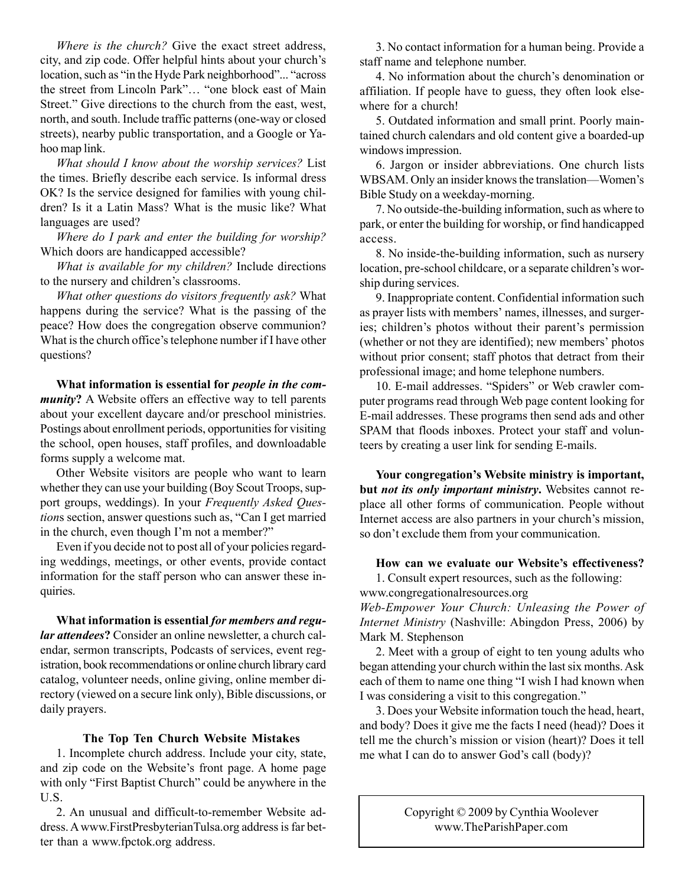*Where is the church?* Give the exact street address, city, and zip code. Offer helpful hints about your church's location, such as "in the Hyde Park neighborhood"... "across the street from Lincoln Park"… "one block east of Main Street." Give directions to the church from the east, west, north, and south. Include traffic patterns (one-way or closed streets), nearby public transportation, and a Google or Yahoo map link.

*What should I know about the worship services?* List the times. Briefly describe each service. Is informal dress OK? Is the service designed for families with young children? Is it a Latin Mass? What is the music like? What languages are used?

*Where do I park and enter the building for worship?* Which doors are handicapped accessible?

*What is available for my children?* Include directions to the nursery and children's classrooms.

*What other questions do visitors frequently ask?* What happens during the service? What is the passing of the peace? How does the congregation observe communion? What is the church office's telephone number if I have other questions?

**What information is essential for *people in the community*?** A Website offers an effective way to tell parents about your excellent daycare and/or preschool ministries. Postings about enrollment periods, opportunities for visiting the school, open houses, staff profiles, and downloadable forms supply a welcome mat.

Other Website visitors are people who want to learn whether they can use your building (Boy Scout Troops, support groups, weddings). In your *Frequently Asked Questions* section, answer questions such as, "Can I get married in the church, even though I'm not a member?"

Even if you decide not to post all of your policies regarding weddings, meetings, or other events, provide contact information for the staff person who can answer these inquiries.

**What information is essential *for members and regular attendees*?** Consider an online newsletter, a church calendar, sermon transcripts, Podcasts of services, event registration, book recommendations or online church library card catalog, volunteer needs, online giving, online member directory (viewed on a secure link only), Bible discussions, or daily prayers.

### The Top Ten Church Website Mistakes

1. Incomplete church address. Include your city, state, and zip code on the Website's front page. A home page with only "First Baptist Church" could be anywhere in the U.S.

2. An unusual and difficult-to-remember Website address. A www.FirstPresbyterianTulsa.org address is far better than a www.fpctok.org address.

3. No contact information for a human being. Provide a staff name and telephone number.

4. No information about the church's denomination or affiliation. If people have to guess, they often look elsewhere for a church!

5. Outdated information and small print. Poorly maintained church calendars and old content give a boarded-up windows impression.

6. Jargon or insider abbreviations. One church lists WBSAM. Only an insider knows the translation—Women's Bible Study on a weekday-morning.

7. No outside-the-building information, such as where to park, or enter the building for worship, or find handicapped access.

8. No inside-the-building information, such as nursery location, pre-school childcare, or a separate children's worship during services.

9. Inappropriate content. Confidential information such as prayer lists with members' names, illnesses, and surgeries; children's photos without their parent's permission (whether or not they are identified); new members' photos without prior consent; staff photos that detract from their professional image; and home telephone numbers.

10. E-mail addresses. "Spiders" or Web crawler computer programs read through Web page content looking for E-mail addresses. These programs then send ads and other SPAM that floods inboxes. Protect your staff and volunteers by creating a user link for sending E-mails.

**Your congregation's Website ministry is important, but *not its only important ministry*.** Websites cannot replace all other forms of communication. People without Internet access are also partners in your church's mission, so don't exclude them from your communication.

**How can we evaluate our Website's effectiveness?**

1. Consult expert resources, such as the following:
www.congregationalresources.org
*Web-Empower Your Church: Unleasing the Power of Internet Ministry* (Nashville: Abingdon Press, 2006) by Mark M. Stephenson

2. Meet with a group of eight to ten young adults who began attending your church within the last six months. Ask each of them to name one thing "I wish I had known when I was considering a visit to this congregation."

3. Does your Website information touch the head, heart, and body? Does it give me the facts I need (head)? Does it tell me the church's mission or vision (heart)? Does it tell me what I can do to answer God's call (body)?

Copyright © 2009 by Cynthia Woolever
www.TheParishPaper.com